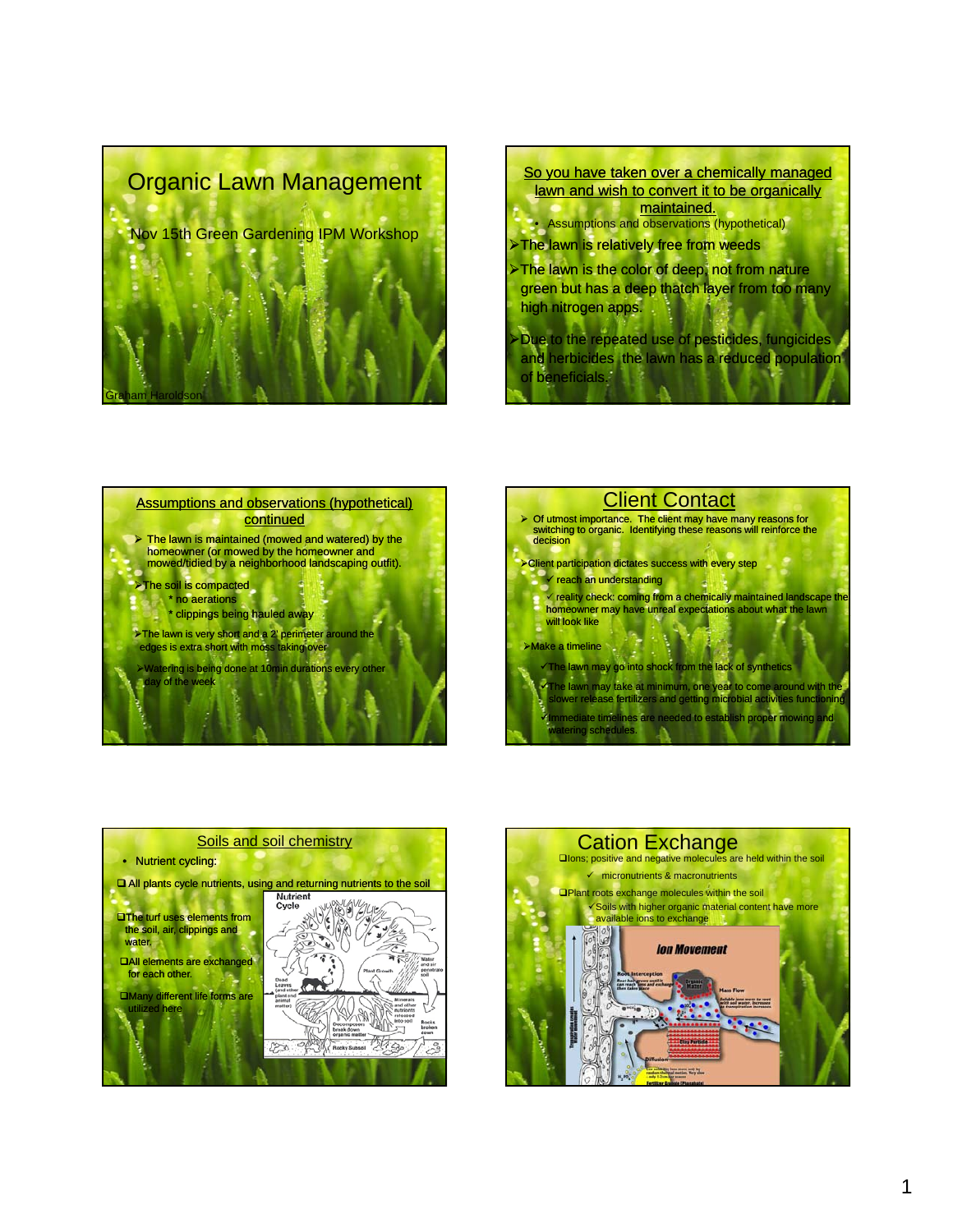# Organic Lawn Management

Nov 15th Green Gardening IPM Workshop

Graham Haroldson

## So you have taken over a chemically managed lawn and wish to convert it to be organically maintained.

- Assumptions and observations (hypothetical)
- The lawn is relatively free from weeds
- The lawn is the color of deep, not from nature green but has a deep thatch layer from too many high nitrogen apps.
- Due to the repeated use of pesticides, fungicides and herbicides the lawn has a reduced population of beneficials.

## Assumptions and observations (hypothetical) continued

- The lawn is maintained (mowed and watered) by the homeowner (or mowed by the homeowner and mowed/tidied by a neighborhood landscaping outfit).
- The soil is compacted
  - * no aerations
  - * clippings being hauled away
- The lawn is very short and a 2' perimeter around the edges is extra short with moss taking over
- Watering is being done at 10min durations every other day of the week

## Client Contact

- Of utmost importance. The client may have many reasons for switching to organic. Identifying these reasons will reinforce the decision
- Client participation dictates success with every step
  - ✓ reach an understanding
  - ✓ reality check: coming from a chemically maintained landscape the homeowner may have unreal expectations about what the lawn will look like
- Make a timeline
  - ✓The lawn may go into shock from the lack of synthetics
  - ✓The lawn may take at minimum, one year to come around with the slower release fertilizers and getting microbial activities functioning
  - ✓Immediate timelines are needed to establish proper mowing and watering schedules.

## Soils and soil chemistry

- Nutrient cycling:
- ❑ All plants cycle nutrients, using and returning nutrients to the soil
- ❑The turf uses elements from the soil, air, clippings and water.
- ❑All elements are exchanged for each other.
- ❑Many different life forms are utilized here

## Cation Exchange

- ❑Ions; positive and negative molecules are held within the soil
  - ✓ micronutrients & macronutrients
- ❑Plant roots exchange molecules within the soil
  - ✓Soils with higher organic material content have more available ions to exchange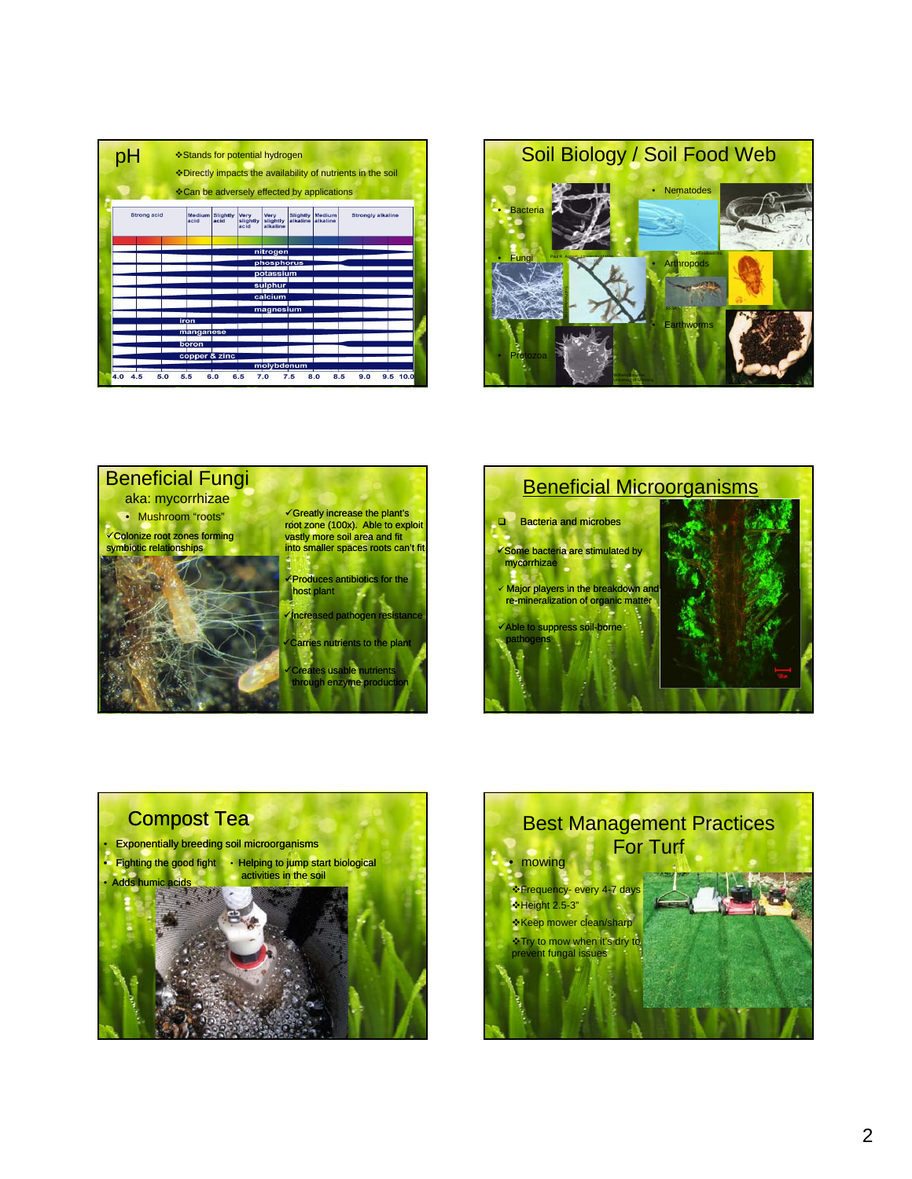## pH

- ❖Stands for potential hydrogen
- ❖Directly impacts the availability of nutrients in the soil
- ❖Can be adversely effected by applications

| Strong acid | Medium acid | Slightly acid | Very slightly acid | Very slightly alkaline | Slightly alkaline | Medium alkaline | Strongly alkaline |
|---|---|---|---|---|---|---|---|

nitrogen, phosphorus, potassium, sulphur, calcium, magnesium, iron, manganese, boron, copper & zinc, molybdenum

4.0 4.5 5.0 5.5 6.0 6.5 7.0 7.5 8.0 8.5 9.0 9.5 10.0

## Soil Biology / Soil Food Web

- Bacteria
- Fungi
- Protozoa
- Nematodes
- Arthropods
- Earthworms

## Beneficial Fungi

aka: mycorrhizae

- Mushroom "roots"

✓Colonize root zones forming symbiotic relationships

✓Greatly increase the plant's root zone (100x). Able to exploit vastly more soil area and fit into smaller spaces roots can't fit

✓Produces antibiotics for the host plant

✓Increased pathogen resistance

✓Carries nutrients to the plant

✓Creates usable nutrients through enzyme production

## Beneficial Microorganisms

- Bacteria and microbes

✓Some bacteria are stimulated by mycorrhizae

✓ Major players in the breakdown and re-mineralization of organic matter

✓Able to suppress soil-borne pathogens

## Compost Tea

- Exponentially breeding soil microorganisms
- Fighting the good fight
- Helping to jump start biological activities in the soil
- Adds humic acids

## Best Management Practices For Turf

- mowing
  - ❖Frequency- every 4-7 days
  - ❖Height 2.5-3"
  - ❖Keep mower clean/sharp
  - ❖Try to mow when it's dry to prevent fungal issues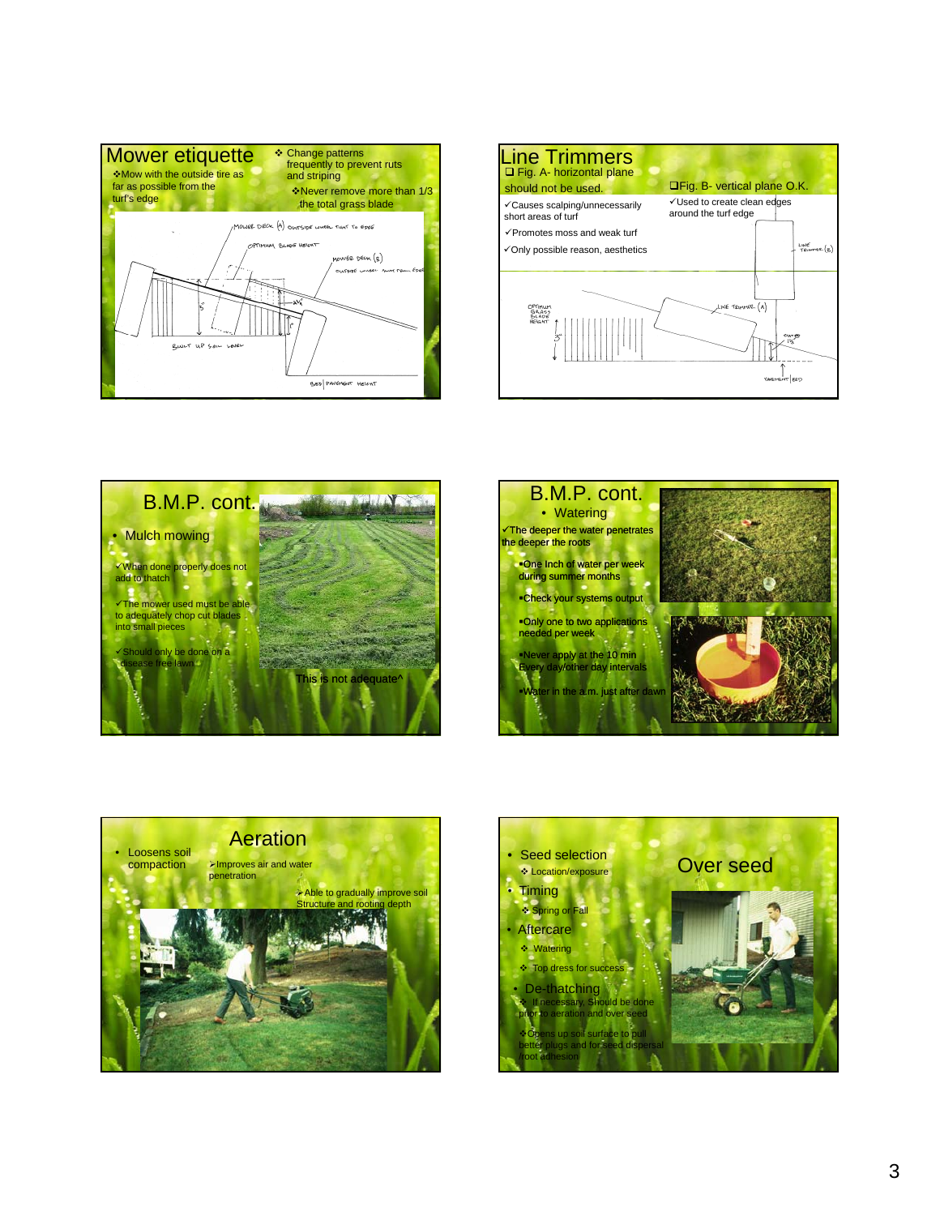## Mower etiquette

- ❖Mow with the outside tire as far as possible from the turf's edge
- ❖ Change patterns frequently to prevent ruts and striping
- ❖Never remove more than 1/3 the total grass blade

MOWER DECK (A) OUTSIDE WHEEL TIGHT TO EDGE

OPTIMUM BLADE HEIGHT

MOWER DECK (B) OUTSIDE WHEEL AWAY FROM EDGE

3"

1½"

1"

BUILT UP SOIL LEVEL

BED/PAVEMENT HEIGHT

## Line Trimmers

❑ Fig. A- horizontal plane should not be used.

- ✓Causes scalping/unnecessarily short areas of turf
- ✓Promotes moss and weak turf
- ✓Only possible reason, aesthetics

❑Fig. B- vertical plane O.K.

- ✓Used to create clean edges around the turf edge

LINE TRIMMER (B)

OPTIMUM GRASS BLADE HEIGHT

3"

LINE TRIMMER (A)

CUT TO 1½"

PAVEMENT/BED

## B.M.P. cont.

- Mulch mowing

✓When done properly does not add to thatch

✓The mower used must be able to adequately chop cut blades into small pieces

✓Should only be done on a disease free lawn

This is not adequate^

## B.M.P. cont.

- Watering

✓The deeper the water penetrates the deeper the roots

- ▪One Inch of water per week during summer months
- ▪Check your systems output
- ▪Only one to two applications needed per week
- ▪Never apply at the 10 min Every day/other day intervals
- ▪Water in the a.m. just after dawn

## Aeration

- Loosens soil compaction

➢Improves air and water penetration

➢Able to gradually improve soil Structure and rooting depth

## Over seed

- Seed selection
  - ❖ Location/exposure
- Timing
  - ❖ Spring or Fall
- Aftercare
  - ❖ Watering
  - ❖ Top dress for success
- De-thatching
  - ❖ If necessary, Should be done prior to aeration and over seed
  - ❖Opens up soil surface to pull better plugs and for seed dispersal /root adhesion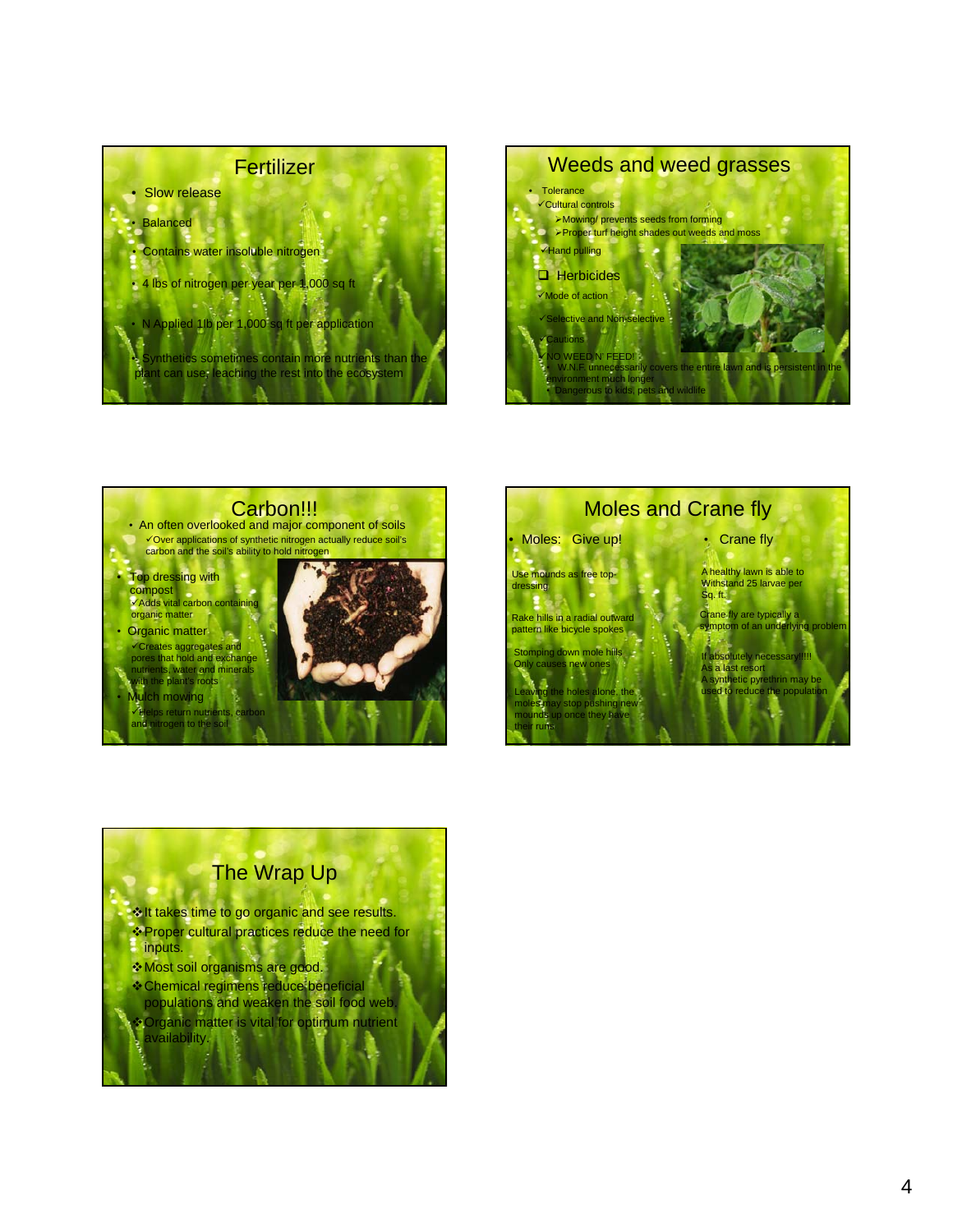## Fertilizer

- Slow release
- Balanced
- Contains water insoluble nitrogen
- 4 lbs of nitrogen per year per 1,000 sq ft
- N Applied 1lb per 1,000 sq ft per application
- Synthetics sometimes contain more nutrients than the plant can use, leaching the rest into the ecosystem

## Weeds and weed grasses

- Tolerance
  - ✓Cultural controls
    - ➢Mowing/ prevents seeds from forming
    - ➢Proper turf height shades out weeds and moss
  - ✓Hand pulling
- ❑ Herbicides
  - ✓Mode of action
  - ✓Selective and Non-selective
  - ✓Cautions
  - ✓NO WEED N' FEED!
    - W.N.F. unnecessarily covers the entire lawn and is persistent in the environment much longer
    - Dangerous to kids, pets and wildlife

## Carbon!!!

- An often overlooked and major component of soils
  - ✓Over applications of synthetic nitrogen actually reduce soil's carbon and the soil's ability to hold nitrogen
- Top dressing with compost
  - ✓Adds vital carbon containing organic matter
- Organic matter
  - ✓Creates aggregates and pores that hold and exchange nutrients, water and minerals with the plant's roots
- Mulch mowing
  - ✓Helps return nutrients, carbon and nitrogen to the soil

## Moles and Crane fly

- Moles: Give up!

Use mounds as free top-dressing

Rake hills in a radial outward pattern like bicycle spokes

Stomping down mole hills
Only causes new ones

Leaving the holes alone, the moles may stop pushing new mounds up once they have their runs

- Crane fly

A healthy lawn is able to Withstand 25 larvae per Sq. ft.

Crane fly are typically a symptom of an underlying problem

If absolutely necessary!!!!
As a last resort
A synthetic pyrethrin may be used to reduce the population

## The Wrap Up

- ❖It takes time to go organic and see results.
- ❖Proper cultural practices reduce the need for inputs.
- ❖Most soil organisms are good.
- ❖Chemical regimens reduce beneficial populations and weaken the soil food web.
- ❖Organic matter is vital for optimum nutrient availability.